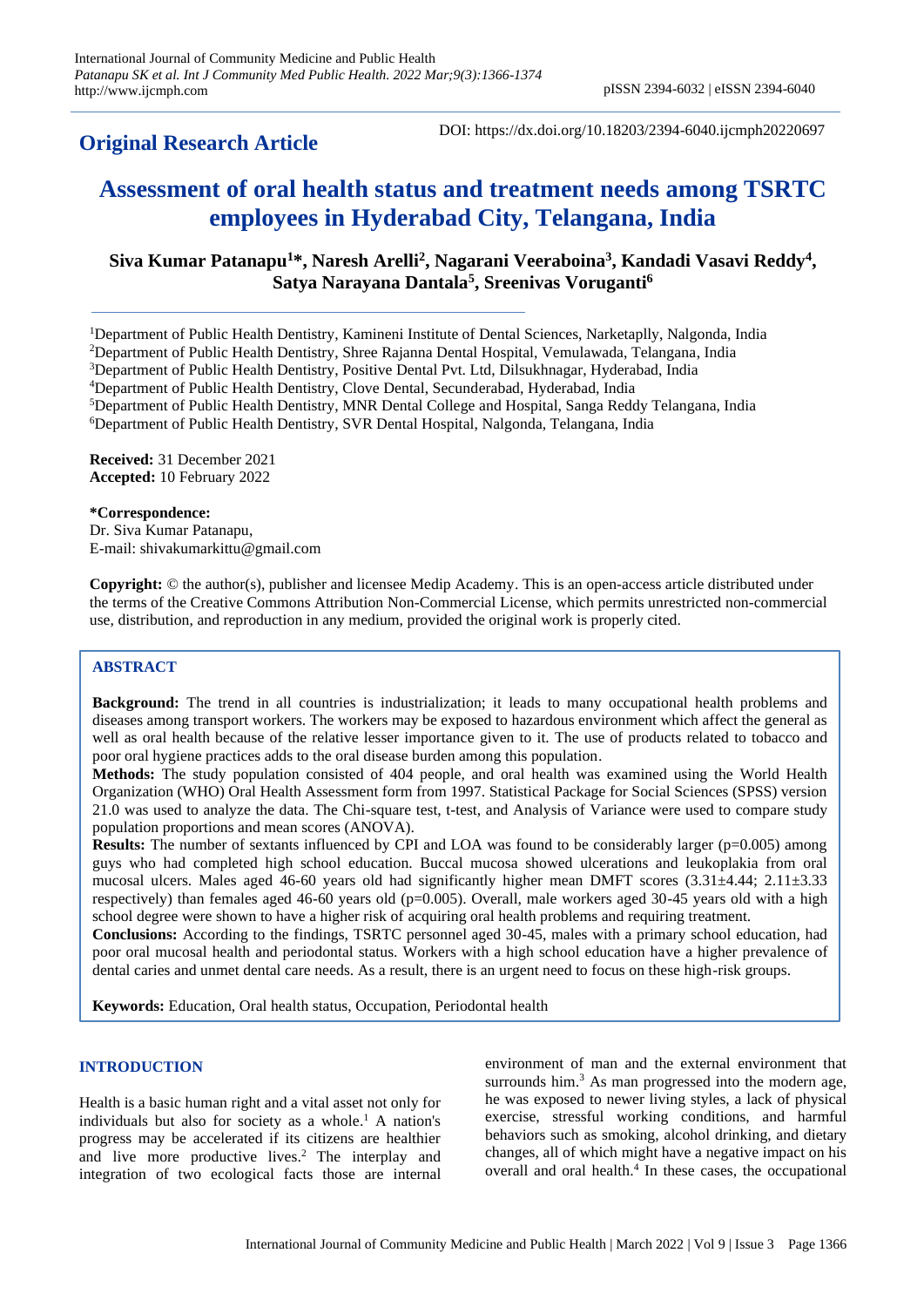**Original Research Article**

DOI: https://dx.doi.org/10.18203/2394-6040.ijcmph20220697

# Assessment of oral health status and treatment needs among TSRTC employees in Hyderabad City, Telangana, India

**Siva Kumar Patanapu[1]*, Naresh Arelli[2], Nagarani Veeraboina[3], Kandadi Vasavi Reddy[4], Satya Narayana Dantala[5], Sreenivas Voruganti[6]**

[1]Department of Public Health Dentistry, Kamineni Institute of Dental Sciences, Narketaplly, Nalgonda, India
[2]Department of Public Health Dentistry, Shree Rajanna Dental Hospital, Vemulawada, Telangana, India
[3]Department of Public Health Dentistry, Positive Dental Pvt. Ltd, Dilsukhnagar, Hyderabad, India
[4]Department of Public Health Dentistry, Clove Dental, Secunderabad, Hyderabad, India
[5]Department of Public Health Dentistry, MNR Dental College and Hospital, Sanga Reddy Telangana, India
[6]Department of Public Health Dentistry, SVR Dental Hospital, Nalgonda, Telangana, India

**Received:** 31 December 2021
**Accepted:** 10 February 2022

***Correspondence:**
Dr. Siva Kumar Patanapu,
E-mail: shivakumarkittu@gmail.com

**Copyright:** © the author(s), publisher and licensee Medip Academy. This is an open-access article distributed under the terms of the Creative Commons Attribution Non-Commercial License, which permits unrestricted non-commercial use, distribution, and reproduction in any medium, provided the original work is properly cited.

## ABSTRACT

**Background:** The trend in all countries is industrialization; it leads to many occupational health problems and diseases among transport workers. The workers may be exposed to hazardous environment which affect the general as well as oral health because of the relative lesser importance given to it. The use of products related to tobacco and poor oral hygiene practices adds to the oral disease burden among this population.

**Methods:** The study population consisted of 404 people, and oral health was examined using the World Health Organization (WHO) Oral Health Assessment form from 1997. Statistical Package for Social Sciences (SPSS) version 21.0 was used to analyze the data. The Chi-square test, t-test, and Analysis of Variance were used to compare study population proportions and mean scores (ANOVA).

**Results:** The number of sextants influenced by CPI and LOA was found to be considerably larger (p=0.005) among guys who had completed high school education. Buccal mucosa showed ulcerations and leukoplakia from oral mucosal ulcers. Males aged 46-60 years old had significantly higher mean DMFT scores (3.31±4.44; 2.11±3.33 respectively) than females aged 46-60 years old (p=0.005). Overall, male workers aged 30-45 years old with a high school degree were shown to have a higher risk of acquiring oral health problems and requiring treatment.

**Conclusions:** According to the findings, TSRTC personnel aged 30-45, males with a primary school education, had poor oral mucosal health and periodontal status. Workers with a high school education have a higher prevalence of dental caries and unmet dental care needs. As a result, there is an urgent need to focus on these high-risk groups.

**Keywords:** Education, Oral health status, Occupation, Periodontal health

## INTRODUCTION

Health is a basic human right and a vital asset not only for individuals but also for society as a whole.[1] A nation's progress may be accelerated if its citizens are healthier and live more productive lives.[2] The interplay and integration of two ecological facts those are internal environment of man and the external environment that surrounds him.[3] As man progressed into the modern age, he was exposed to newer living styles, a lack of physical exercise, stressful working conditions, and harmful behaviors such as smoking, alcohol drinking, and dietary changes, all of which might have a negative impact on his overall and oral health.[4] In these cases, the occupational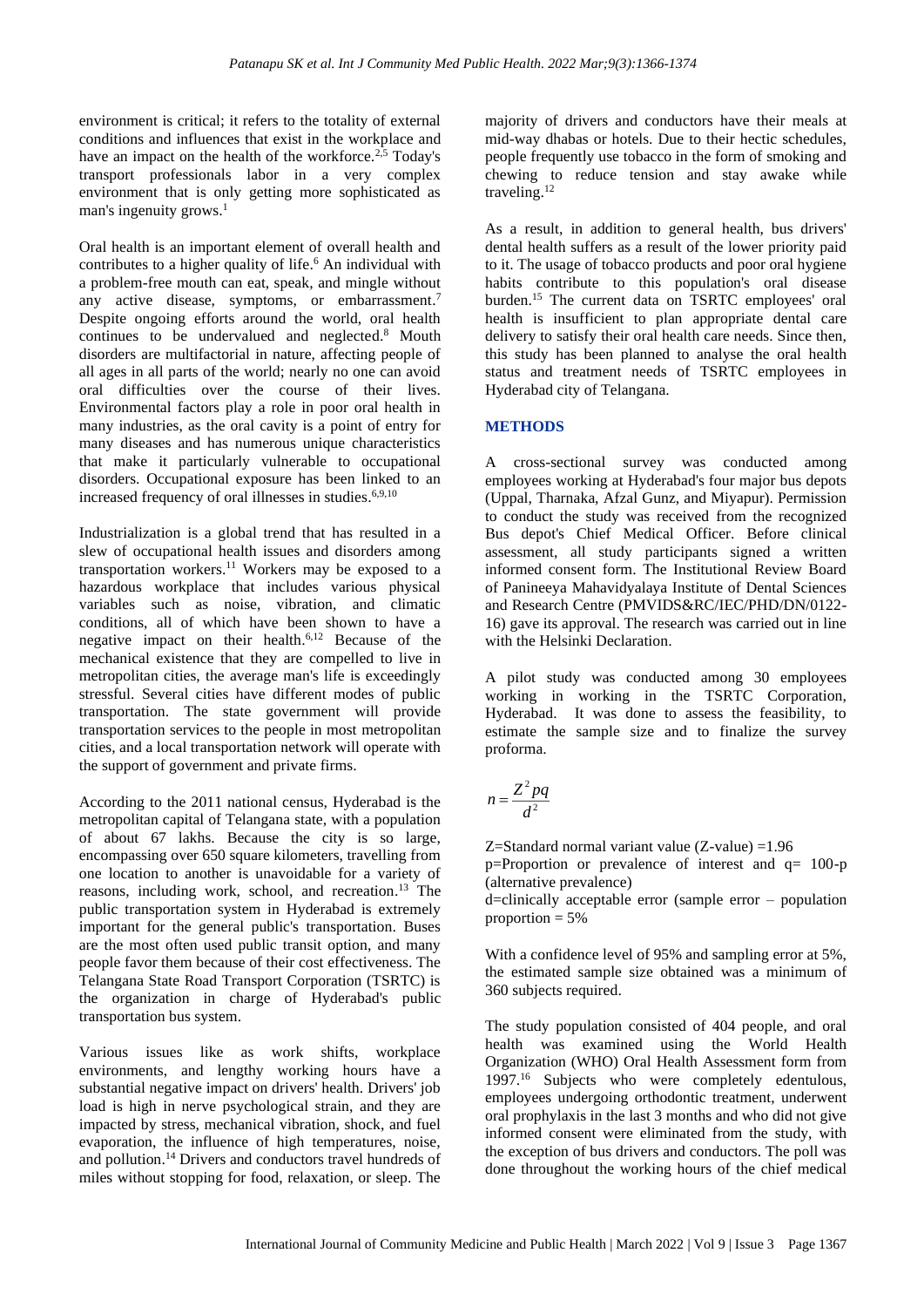environment is critical; it refers to the totality of external conditions and influences that exist in the workplace and have an impact on the health of the workforce.[2,5] Today's transport professionals labor in a very complex environment that is only getting more sophisticated as man's ingenuity grows.[1]

Oral health is an important element of overall health and contributes to a higher quality of life.[6] An individual with a problem-free mouth can eat, speak, and mingle without any active disease, symptoms, or embarrassment.[7] Despite ongoing efforts around the world, oral health continues to be undervalued and neglected.[8] Mouth disorders are multifactorial in nature, affecting people of all ages in all parts of the world; nearly no one can avoid oral difficulties over the course of their lives. Environmental factors play a role in poor oral health in many industries, as the oral cavity is a point of entry for many diseases and has numerous unique characteristics that make it particularly vulnerable to occupational disorders. Occupational exposure has been linked to an increased frequency of oral illnesses in studies.[6,9,10]

Industrialization is a global trend that has resulted in a slew of occupational health issues and disorders among transportation workers.[11] Workers may be exposed to a hazardous workplace that includes various physical variables such as noise, vibration, and climatic conditions, all of which have been shown to have a negative impact on their health.[6,12] Because of the mechanical existence that they are compelled to live in metropolitan cities, the average man's life is exceedingly stressful. Several cities have different modes of public transportation. The state government will provide transportation services to the people in most metropolitan cities, and a local transportation network will operate with the support of government and private firms.

According to the 2011 national census, Hyderabad is the metropolitan capital of Telangana state, with a population of about 67 lakhs. Because the city is so large, encompassing over 650 square kilometers, travelling from one location to another is unavoidable for a variety of reasons, including work, school, and recreation.[13] The public transportation system in Hyderabad is extremely important for the general public's transportation. Buses are the most often used public transit option, and many people favor them because of their cost effectiveness. The Telangana State Road Transport Corporation (TSRTC) is the organization in charge of Hyderabad's public transportation bus system.

Various issues like as work shifts, workplace environments, and lengthy working hours have a substantial negative impact on drivers' health. Drivers' job load is high in nerve psychological strain, and they are impacted by stress, mechanical vibration, shock, and fuel evaporation, the influence of high temperatures, noise, and pollution.[14] Drivers and conductors travel hundreds of miles without stopping for food, relaxation, or sleep. The majority of drivers and conductors have their meals at mid-way dhabas or hotels. Due to their hectic schedules, people frequently use tobacco in the form of smoking and chewing to reduce tension and stay awake while traveling.[12]

As a result, in addition to general health, bus drivers' dental health suffers as a result of the lower priority paid to it. The usage of tobacco products and poor oral hygiene habits contribute to this population's oral disease burden.[15] The current data on TSRTC employees' oral health is insufficient to plan appropriate dental care delivery to satisfy their oral health care needs. Since then, this study has been planned to analyse the oral health status and treatment needs of TSRTC employees in Hyderabad city of Telangana.

## METHODS

A cross-sectional survey was conducted among employees working at Hyderabad's four major bus depots (Uppal, Tharnaka, Afzal Gunz, and Miyapur). Permission to conduct the study was received from the recognized Bus depot's Chief Medical Officer. Before clinical assessment, all study participants signed a written informed consent form. The Institutional Review Board of Panineeya Mahavidyalaya Institute of Dental Sciences and Research Centre (PMVIDS&RC/IEC/PHD/DN/0122-16) gave its approval. The research was carried out in line with the Helsinki Declaration.

A pilot study was conducted among 30 employees working in working in the TSRTC Corporation, Hyderabad. It was done to assess the feasibility, to estimate the sample size and to finalize the survey proforma.

$$n = \frac{Z^2 pq}{d^2}$$

Z=Standard normal variant value (Z-value) =1.96

p=Proportion or prevalence of interest and q= 100-p (alternative prevalence)

d=clinically acceptable error (sample error – population proportion = 5%

With a confidence level of 95% and sampling error at 5%, the estimated sample size obtained was a minimum of 360 subjects required.

The study population consisted of 404 people, and oral health was examined using the World Health Organization (WHO) Oral Health Assessment form from 1997.[16] Subjects who were completely edentulous, employees undergoing orthodontic treatment, underwent oral prophylaxis in the last 3 months and who did not give informed consent were eliminated from the study, with the exception of bus drivers and conductors. The poll was done throughout the working hours of the chief medical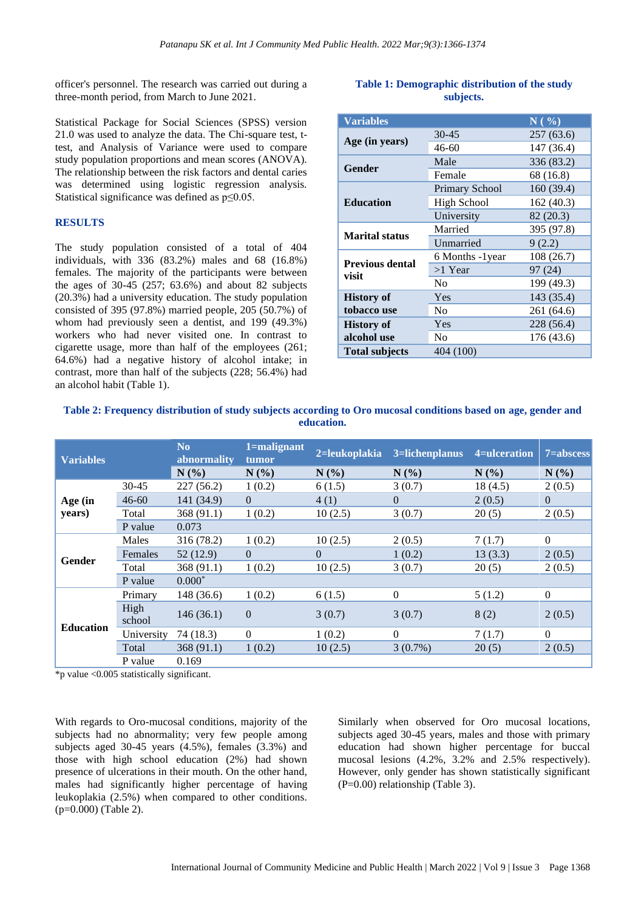officer's personnel. The research was carried out during a three-month period, from March to June 2021.

Statistical Package for Social Sciences (SPSS) version 21.0 was used to analyze the data. The Chi-square test, t-test, and Analysis of Variance were used to compare study population proportions and mean scores (ANOVA). The relationship between the risk factors and dental caries was determined using logistic regression analysis. Statistical significance was defined as $p \leq 0.05$.

## RESULTS

The study population consisted of a total of 404 individuals, with 336 (83.2%) males and 68 (16.8%) females. The majority of the participants were between the ages of 30-45 (257; 63.6%) and about 82 subjects (20.3%) had a university education. The study population consisted of 395 (97.8%) married people, 205 (50.7%) of whom had previously seen a dentist, and 199 (49.3%) workers who had never visited one. In contrast to cigarette usage, more than half of the employees (261; 64.6%) had a negative history of alcohol intake; in contrast, more than half of the subjects (228; 56.4%) had an alcohol habit (Table 1).

**Table 1: Demographic distribution of the study subjects.**

| Variables | | N (%) |
|---|---|---|
| **Age (in years)** | 30-45 | 257 (63.6) |
| | 46-60 | 147 (36.4) |
| **Gender** | Male | 336 (83.2) |
| | Female | 68 (16.8) |
| **Education** | Primary School | 160 (39.4) |
| | High School | 162 (40.3) |
| | University | 82 (20.3) |
| **Marital status** | Married | 395 (97.8) |
| | Unmarried | 9 (2.2) |
| **Previous dental visit** | 6 Months -1year | 108 (26.7) |
| | >1 Year | 97 (24) |
| | No | 199 (49.3) |
| **History of tobacco use** | Yes | 143 (35.4) |
| | No | 261 (64.6) |
| **History of alcohol use** | Yes | 228 (56.4) |
| | No | 176 (43.6) |
| **Total subjects** | 404 (100) | |

**Table 2: Frequency distribution of study subjects according to Oro mucosal conditions based on age, gender and education.**

| Variables | | No abnormality | 1=malignant tumor | 2=leukoplakia | 3=lichenplanus | 4=ulceration | 7=abscess |
|---|---|---|---|---|---|---|---|
| | | N (%) | N (%) | N (%) | N (%) | N (%) | N (%) |
| **Age (in years)** | 30-45 | 227 (56.2) | 1 (0.2) | 6 (1.5) | 3 (0.7) | 18 (4.5) | 2 (0.5) |
| | 46-60 | 141 (34.9) | 0 | 4 (1) | 0 | 2 (0.5) | 0 |
| | Total | 368 (91.1) | 1 (0.2) | 10 (2.5) | 3 (0.7) | 20 (5) | 2 (0.5) |
| | P value | 0.073 | | | | | |
| **Gender** | Males | 316 (78.2) | 1 (0.2) | 10 (2.5) | 2 (0.5) | 7 (1.7) | 0 |
| | Females | 52 (12.9) | 0 | 0 | 1 (0.2) | 13 (3.3) | 2 (0.5) |
| | Total | 368 (91.1) | 1 (0.2) | 10 (2.5) | 3 (0.7) | 20 (5) | 2 (0.5) |
| | P value | 0.000* | | | | | |
| **Education** | Primary | 148 (36.6) | 1 (0.2) | 6 (1.5) | 0 | 5 (1.2) | 0 |
| | High school | 146 (36.1) | 0 | 3 (0.7) | 3 (0.7) | 8 (2) | 2 (0.5) |
| | University | 74 (18.3) | 0 | 1 (0.2) | 0 | 7 (1.7) | 0 |
| | Total | 368 (91.1) | 1 (0.2) | 10 (2.5) | 3 (0.7%) | 20 (5) | 2 (0.5) |
| | P value | 0.169 | | | | | |

*p value <0.005 statistically significant.

With regards to Oro-mucosal conditions, majority of the subjects had no abnormality; very few people among subjects aged 30-45 years (4.5%), females (3.3%) and those with high school education (2%) had shown presence of ulcerations in their mouth. On the other hand, males had significantly higher percentage of having leukoplakia (2.5%) when compared to other conditions. (p=0.000) (Table 2).

Similarly when observed for Oro mucosal locations, subjects aged 30-45 years, males and those with primary education had shown higher percentage for buccal mucosal lesions (4.2%, 3.2% and 2.5% respectively). However, only gender has shown statistically significant (P=0.00) relationship (Table 3).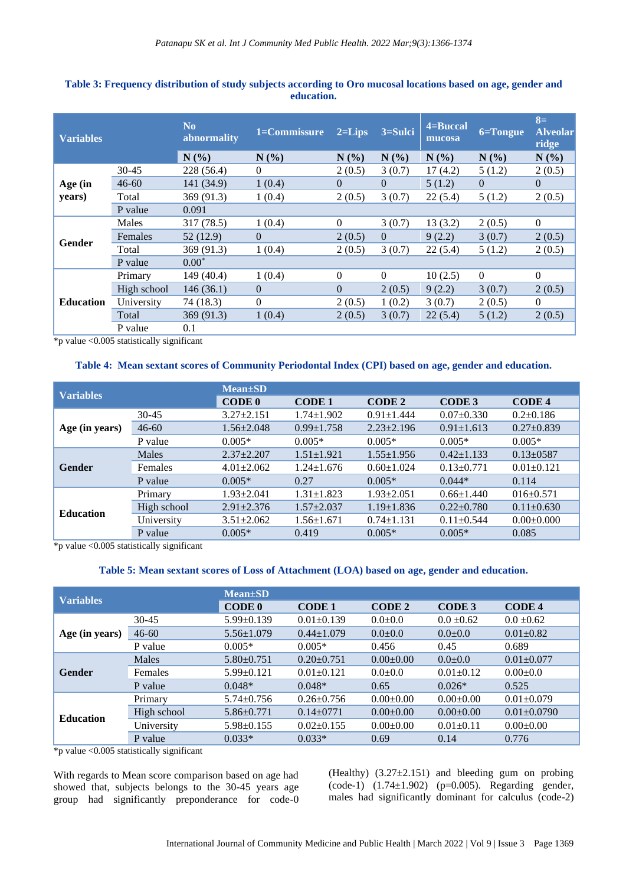**Table 3: Frequency distribution of study subjects according to Oro mucosal locations based on age, gender and education.**

| Variables | | No abnormality | 1=Commissure | 2=Lips | 3=Sulci | 4=Buccal mucosa | 6=Tongue | 8= Alveolar ridge |
|---|---|---|---|---|---|---|---|---|
| | | N (%) | N (%) | N (%) | N (%) | N (%) | N (%) | N (%) |
| Age (in years) | 30-45 | 228 (56.4) | 0 | 2 (0.5) | 3 (0.7) | 17 (4.2) | 5 (1.2) | 2 (0.5) |
| | 46-60 | 141 (34.9) | 1 (0.4) | 0 | 0 | 5 (1.2) | 0 | 0 |
| | Total | 369 (91.3) | 1 (0.4) | 2 (0.5) | 3 (0.7) | 22 (5.4) | 5 (1.2) | 2 (0.5) |
| | P value | 0.091 | | | | | | |
| Gender | Males | 317 (78.5) | 1 (0.4) | 0 | 3 (0.7) | 13 (3.2) | 2 (0.5) | 0 |
| | Females | 52 (12.9) | 0 | 2 (0.5) | 0 | 9 (2.2) | 3 (0.7) | 2 (0.5) |
| | Total | 369 (91.3) | 1 (0.4) | 2 (0.5) | 3 (0.7) | 22 (5.4) | 5 (1.2) | 2 (0.5) |
| | P value | 0.00* | | | | | | |
| Education | Primary | 149 (40.4) | 1 (0.4) | 0 | 0 | 10 (2.5) | 0 | 0 |
| | High school | 146 (36.1) | 0 | 0 | 2 (0.5) | 9 (2.2) | 3 (0.7) | 2 (0.5) |
| | University | 74 (18.3) | 0 | 2 (0.5) | 1 (0.2) | 3 (0.7) | 2 (0.5) | 0 |
| | Total | 369 (91.3) | 1 (0.4) | 2 (0.5) | 3 (0.7) | 22 (5.4) | 5 (1.2) | 2 (0.5) |
| | P value | 0.1 | | | | | | |

*p value <0.005 statistically significant

**Table 4: Mean sextant scores of Community Periodontal Index (CPI) based on age, gender and education.**

| Variables | | Mean±SD | | | | |
|---|---|---|---|---|---|---|
| | | CODE 0 | CODE 1 | CODE 2 | CODE 3 | CODE 4 |
| Age (in years) | 30-45 | 3.27±2.151 | 1.74±1.902 | 0.91±1.444 | 0.07±0.330 | 0.2±0.186 |
| | 46-60 | 1.56±2.048 | 0.99±1.758 | 2.23±2.196 | 0.91±1.613 | 0.27±0.839 |
| | P value | 0.005* | 0.005* | 0.005* | 0.005* | 0.005* |
| Gender | Males | 2.37±2.207 | 1.51±1.921 | 1.55±1.956 | 0.42±1.133 | 0.13±0587 |
| | Females | 4.01±2.062 | 1.24±1.676 | 0.60±1.024 | 0.13±0.771 | 0.01±0.121 |
| | P value | 0.005* | 0.27 | 0.005* | 0.044* | 0.114 |
| Education | Primary | 1.93±2.041 | 1.31±1.823 | 1.93±2.051 | 0.66±1.440 | 016±0.571 |
| | High school | 2.91±2.376 | 1.57±2.037 | 1.19±1.836 | 0.22±0.780 | 0.11±0.630 |
| | University | 3.51±2.062 | 1.56±1.671 | 0.74±1.131 | 0.11±0.544 | 0.00±0.000 |
| | P value | 0.005* | 0.419 | 0.005* | 0.005* | 0.085 |

*p value <0.005 statistically significant

**Table 5: Mean sextant scores of Loss of Attachment (LOA) based on age, gender and education.**

| Variables | | Mean±SD | | | | |
|---|---|---|---|---|---|---|
| | | CODE 0 | CODE 1 | CODE 2 | CODE 3 | CODE 4 |
| Age (in years) | 30-45 | 5.99±0.139 | 0.01±0.139 | 0.0±0.0 | 0.0 ±0.62 | 0.0 ±0.62 |
| | 46-60 | 5.56±1.079 | 0.44±1.079 | 0.0±0.0 | 0.0±0.0 | 0.01±0.82 |
| | P value | 0.005* | 0.005* | 0.456 | 0.45 | 0.689 |
| Gender | Males | 5.80±0.751 | 0.20±0.751 | 0.00±0.00 | 0.0±0.0 | 0.01±0.077 |
| | Females | 5.99±0.121 | 0.01±0.121 | 0.0±0.0 | 0.01±0.12 | 0.00±0.0 |
| | P value | 0.048* | 0.048* | 0.65 | 0.026* | 0.525 |
| Education | Primary | 5.74±0.756 | 0.26±0.756 | 0.00±0.00 | 0.00±0.00 | 0.01±0.079 |
| | High school | 5.86±0.771 | 0.14±0771 | 0.00±0.00 | 0.00±0.00 | 0.01±0.0790 |
| | University | 5.98±0.155 | 0.02±0.155 | 0.00±0.00 | 0.01±0.11 | 0.00±0.00 |
| | P value | 0.033* | 0.033* | 0.69 | 0.14 | 0.776 |

*p value <0.005 statistically significant

With regards to Mean score comparison based on age had showed that, subjects belongs to the 30-45 years age group had significantly preponderance for code-0 (Healthy) (3.27±2.151) and bleeding gum on probing (code-1) (1.74±1.902) (p=0.005). Regarding gender, males had significantly dominant for calculus (code-2)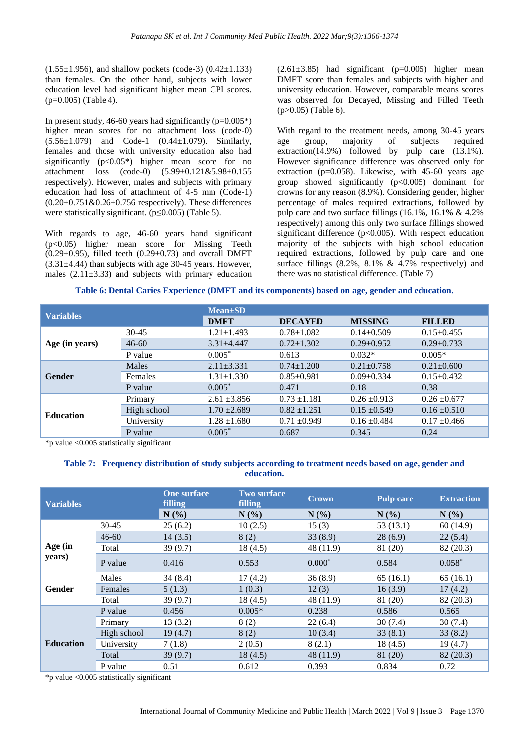(1.55±1.956), and shallow pockets (code-3) (0.42±1.133) than females. On the other hand, subjects with lower education level had significant higher mean CPI scores. (p=0.005) (Table 4).

In present study, 46-60 years had significantly (p=0.005*) higher mean scores for no attachment loss (code-0) (5.56±1.079) and Code-1 (0.44±1.079). Similarly, females and those with university education also had significantly (p<0.05*) higher mean score for no attachment loss (code-0) (5.99±0.121&5.98±0.155 respectively). However, males and subjects with primary education had loss of attachment of 4-5 mm (Code-1) (0.20±0.751&0.26±0.756 respectively). These differences were statistically significant. (p≤0.005) (Table 5).

With regards to age, 46-60 years hand significant (p<0.05) higher mean score for Missing Teeth (0.29±0.95), filled teeth (0.29±0.73) and overall DMFT (3.31±4.44) than subjects with age 30-45 years. However, males (2.11±3.33) and subjects with primary education (2.61±3.85) had significant (p=0.005) higher mean DMFT score than females and subjects with higher and university education. However, comparable means scores was observed for Decayed, Missing and Filled Teeth (p>0.05) (Table 6).

With regard to the treatment needs, among 30-45 years age group, majority of subjects required extraction(14.9%) followed by pulp care (13.1%). However significance difference was observed only for extraction (p=0.058). Likewise, with 45-60 years age group showed significantly (p<0.005) dominant for crowns for any reason (8.9%). Considering gender, higher percentage of males required extractions, followed by pulp care and two surface fillings (16.1%, 16.1% & 4.2% respectively) among this only two surface fillings showed significant difference (p<0.005). With respect education majority of the subjects with high school education required extractions, followed by pulp care and one surface fillings (8.2%, 8.1% & 4.7% respectively) and there was no statistical difference. (Table 7)

**Table 6: Dental Caries Experience (DMFT and its components) based on age, gender and education.**

| Variables | | Mean±SD | | | |
|---|---|---|---|---|---|
| | | DMFT | DECAYED | MISSING | FILLED |
| Age (in years) | 30-45 | 1.21±1.493 | 0.78±1.082 | 0.14±0.509 | 0.15±0.455 |
| | 46-60 | 3.31±4.447 | 0.72±1.302 | 0.29±0.952 | 0.29±0.733 |
| | P value | 0.005* | 0.613 | 0.032* | 0.005* |
| Gender | Males | 2.11±3.331 | 0.74±1.200 | 0.21±0.758 | 0.21±0.600 |
| | Females | 1.31±1.330 | 0.85±0.981 | 0.09±0.334 | 0.15±0.432 |
| | P value | 0.005* | 0.471 | 0.18 | 0.38 |
| Education | Primary | 2.61 ±3.856 | 0.73 ±1.181 | 0.26 ±0.913 | 0.26 ±0.677 |
| | High school | 1.70 ±2.689 | 0.82 ±1.251 | 0.15 ±0.549 | 0.16 ±0.510 |
| | University | 1.28 ±1.680 | 0.71 ±0.949 | 0.16 ±0.484 | 0.17 ±0.466 |
| | P value | 0.005* | 0.687 | 0.345 | 0.24 |

*p value <0.005 statistically significant

**Table 7: Frequency distribution of study subjects according to treatment needs based on age, gender and education.**

| Variables | | One surface filling | Two surface filling | Crown | Pulp care | Extraction |
|---|---|---|---|---|---|---|
| | | N (%) | N (%) | N (%) | N (%) | N (%) |
| Age (in years) | 30-45 | 25 (6.2) | 10 (2.5) | 15 (3) | 53 (13.1) | 60 (14.9) |
| | 46-60 | 14 (3.5) | 8 (2) | 33 (8.9) | 28 (6.9) | 22 (5.4) |
| | Total | 39 (9.7) | 18 (4.5) | 48 (11.9) | 81 (20) | 82 (20.3) |
| | P value | 0.416 | 0.553 | 0.000* | 0.584 | 0.058* |
| Gender | Males | 34 (8.4) | 17 (4.2) | 36 (8.9) | 65 (16.1) | 65 (16.1) |
| | Females | 5 (1.3) | 1 (0.3) | 12 (3) | 16 (3.9) | 17 (4.2) |
| | Total | 39 (9.7) | 18 (4.5) | 48 (11.9) | 81 (20) | 82 (20.3) |
| | P value | 0.456 | 0.005* | 0.238 | 0.586 | 0.565 |
| Education | Primary | 13 (3.2) | 8 (2) | 22 (6.4) | 30 (7.4) | 30 (7.4) |
| | High school | 19 (4.7) | 8 (2) | 10 (3.4) | 33 (8.1) | 33 (8.2) |
| | University | 7 (1.8) | 2 (0.5) | 8 (2.1) | 18 (4.5) | 19 (4.7) |
| | Total | 39 (9.7) | 18 (4.5) | 48 (11.9) | 81 (20) | 82 (20.3) |
| | P value | 0.51 | 0.612 | 0.393 | 0.834 | 0.72 |

*p value <0.005 statistically significant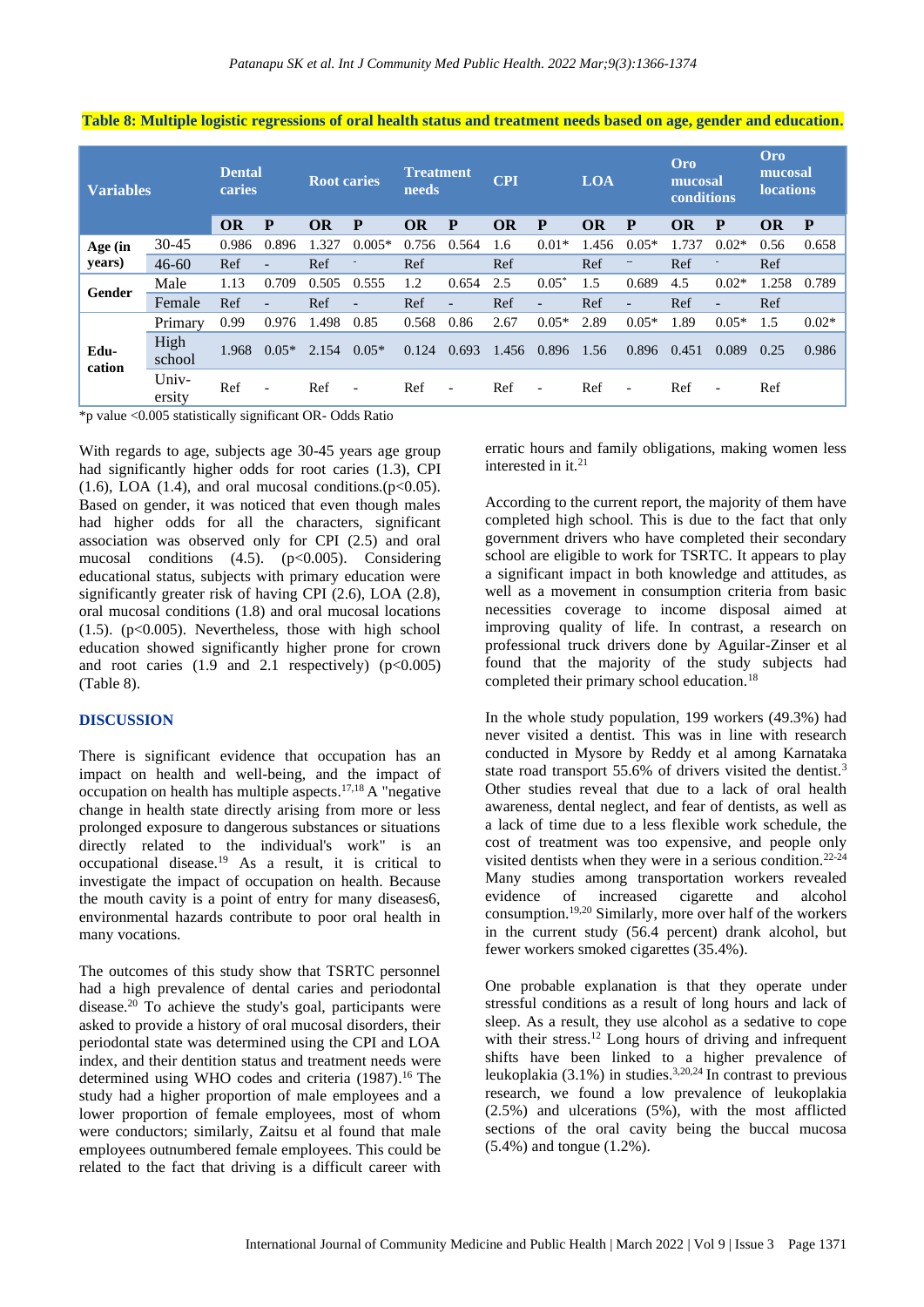**Table 8: Multiple logistic regressions of oral health status and treatment needs based on age, gender and education.**

| Variables | | Dental caries | | Root caries | | Treatment needs | | CPI | | LOA | | Oro mucosal conditions | | Oro mucosal locations | |
|---|---|---|---|---|---|---|---|---|---|---|---|---|---|---|---|
| | | OR | P | OR | P | OR | P | OR | P | OR | P | OR | P | OR | P |
| Age (in years) | 30-45 | 0.986 | 0.896 | 1.327 | 0.005* | 0.756 | 0.564 | 1.6 | 0.01* | 1.456 | 0.05* | 1.737 | 0.02* | 0.56 | 0.658 |
| | 46-60 | Ref | - | Ref | - | Ref | | Ref | | Ref | – | Ref | - | Ref | |
| Gender | Male | 1.13 | 0.709 | 0.505 | 0.555 | 1.2 | 0.654 | 2.5 | 0.05* | 1.5 | 0.689 | 4.5 | 0.02* | 1.258 | 0.789 |
| | Female | Ref | - | Ref | - | Ref | - | Ref | - | Ref | - | Ref | - | Ref | |
| Education | Primary | 0.99 | 0.976 | 1.498 | 0.85 | 0.568 | 0.86 | 2.67 | 0.05* | 2.89 | 0.05* | 1.89 | 0.05* | 1.5 | 0.02* |
| | High school | 1.968 | 0.05* | 2.154 | 0.05* | 0.124 | 0.693 | 1.456 | 0.896 | 1.56 | 0.896 | 0.451 | 0.089 | 0.25 | 0.986 |
| | Univ-ersity | Ref | - | Ref | - | Ref | - | Ref | - | Ref | - | Ref | - | Ref | |

*p value <0.005 statistically significant OR- Odds Ratio

With regards to age, subjects age 30-45 years age group had significantly higher odds for root caries (1.3), CPI (1.6), LOA (1.4), and oral mucosal conditions.($p<0.05$). Based on gender, it was noticed that even though males had higher odds for all the characters, significant association was observed only for CPI (2.5) and oral mucosal conditions (4.5). ($p<0.005$). Considering educational status, subjects with primary education were significantly greater risk of having CPI (2.6), LOA (2.8), oral mucosal conditions (1.8) and oral mucosal locations (1.5). ($p<0.005$). Nevertheless, those with high school education showed significantly higher prone for crown and root caries (1.9 and 2.1 respectively) ($p<0.005$) (Table 8).

## DISCUSSION

There is significant evidence that occupation has an impact on health and well-being, and the impact of occupation on health has multiple aspects.[17,18] A "negative change in health state directly arising from more or less prolonged exposure to dangerous substances or situations directly related to the individual's work" is an occupational disease.[19] As a result, it is critical to investigate the impact of occupation on health. Because the mouth cavity is a point of entry for many diseases6, environmental hazards contribute to poor oral health in many vocations.

The outcomes of this study show that TSRTC personnel had a high prevalence of dental caries and periodontal disease.[20] To achieve the study's goal, participants were asked to provide a history of oral mucosal disorders, their periodontal state was determined using the CPI and LOA index, and their dentition status and treatment needs were determined using WHO codes and criteria (1987).[16] The study had a higher proportion of male employees and a lower proportion of female employees, most of whom were conductors; similarly, Zaitsu et al found that male employees outnumbered female employees. This could be related to the fact that driving is a difficult career with erratic hours and family obligations, making women less interested in it.[21]

According to the current report, the majority of them have completed high school. This is due to the fact that only government drivers who have completed their secondary school are eligible to work for TSRTC. It appears to play a significant impact in both knowledge and attitudes, as well as a movement in consumption criteria from basic necessities coverage to income disposal aimed at improving quality of life. In contrast, a research on professional truck drivers done by Aguilar-Zinser et al found that the majority of the study subjects had completed their primary school education.[18]

In the whole study population, 199 workers (49.3%) had never visited a dentist. This was in line with research conducted in Mysore by Reddy et al among Karnataka state road transport 55.6% of drivers visited the dentist.[3] Other studies reveal that due to a lack of oral health awareness, dental neglect, and fear of dentists, as well as a lack of time due to a less flexible work schedule, the cost of treatment was too expensive, and people only visited dentists when they were in a serious condition.[22-24] Many studies among transportation workers revealed evidence of increased cigarette and alcohol consumption.[19,20] Similarly, more over half of the workers in the current study (56.4 percent) drank alcohol, but fewer workers smoked cigarettes (35.4%).

One probable explanation is that they operate under stressful conditions as a result of long hours and lack of sleep. As a result, they use alcohol as a sedative to cope with their stress.[12] Long hours of driving and infrequent shifts have been linked to a higher prevalence of leukoplakia (3.1%) in studies.[3,20,24] In contrast to previous research, we found a low prevalence of leukoplakia (2.5%) and ulcerations (5%), with the most afflicted sections of the oral cavity being the buccal mucosa (5.4%) and tongue (1.2%).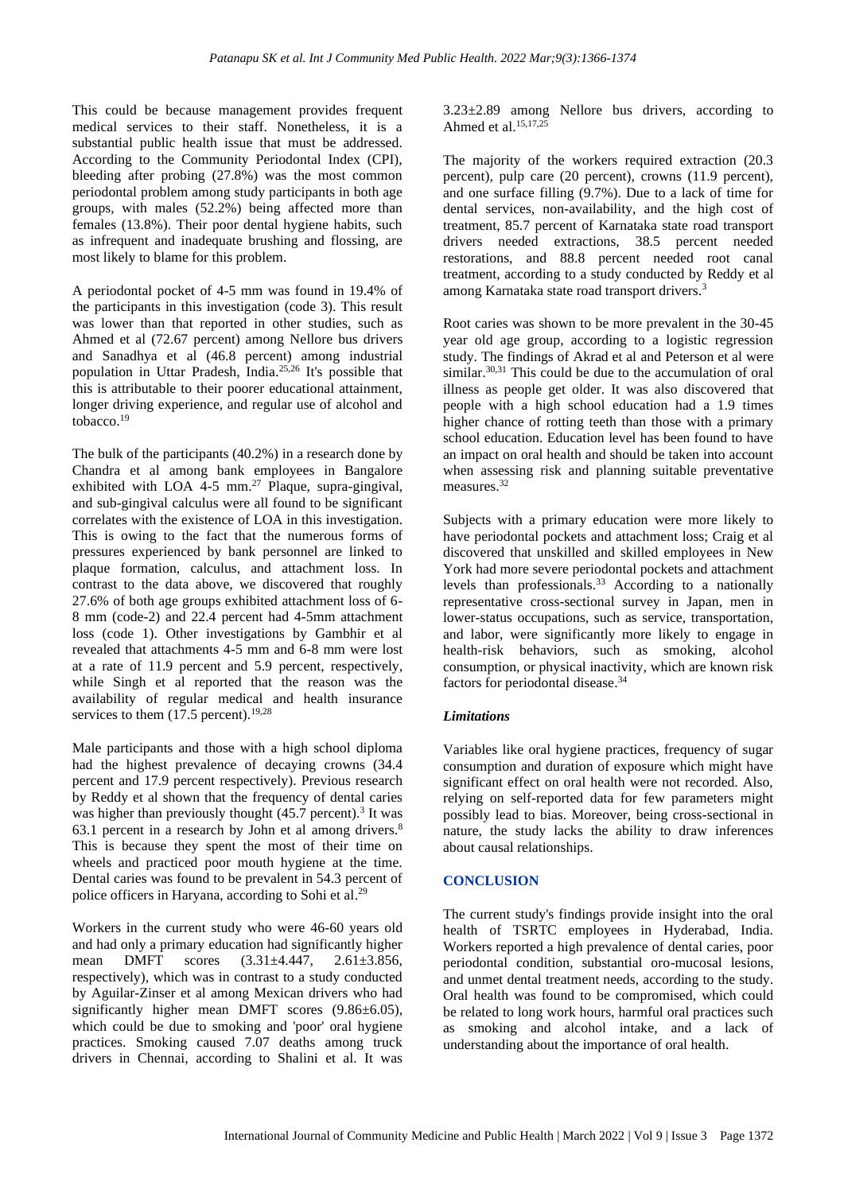This could be because management provides frequent medical services to their staff. Nonetheless, it is a substantial public health issue that must be addressed. According to the Community Periodontal Index (CPI), bleeding after probing (27.8%) was the most common periodontal problem among study participants in both age groups, with males (52.2%) being affected more than females (13.8%). Their poor dental hygiene habits, such as infrequent and inadequate brushing and flossing, are most likely to blame for this problem.

A periodontal pocket of 4-5 mm was found in 19.4% of the participants in this investigation (code 3). This result was lower than that reported in other studies, such as Ahmed et al (72.67 percent) among Nellore bus drivers and Sanadhya et al (46.8 percent) among industrial population in Uttar Pradesh, India.[25,26] It's possible that this is attributable to their poorer educational attainment, longer driving experience, and regular use of alcohol and tobacco.[19]

The bulk of the participants (40.2%) in a research done by Chandra et al among bank employees in Bangalore exhibited with LOA 4-5 mm.[27] Plaque, supra-gingival, and sub-gingival calculus were all found to be significant correlates with the existence of LOA in this investigation. This is owing to the fact that the numerous forms of pressures experienced by bank personnel are linked to plaque formation, calculus, and attachment loss. In contrast to the data above, we discovered that roughly 27.6% of both age groups exhibited attachment loss of 6-8 mm (code-2) and 22.4 percent had 4-5mm attachment loss (code 1). Other investigations by Gambhir et al revealed that attachments 4-5 mm and 6-8 mm were lost at a rate of 11.9 percent and 5.9 percent, respectively, while Singh et al reported that the reason was the availability of regular medical and health insurance services to them (17.5 percent).[19,28]

Male participants and those with a high school diploma had the highest prevalence of decaying crowns (34.4 percent and 17.9 percent respectively). Previous research by Reddy et al shown that the frequency of dental caries was higher than previously thought (45.7 percent).[3] It was 63.1 percent in a research by John et al among drivers.[8] This is because they spent the most of their time on wheels and practiced poor mouth hygiene at the time. Dental caries was found to be prevalent in 54.3 percent of police officers in Haryana, according to Sohi et al.[29]

Workers in the current study who were 46-60 years old and had only a primary education had significantly higher mean DMFT scores (3.31±4.447, 2.61±3.856, respectively), which was in contrast to a study conducted by Aguilar-Zinser et al among Mexican drivers who had significantly higher mean DMFT scores (9.86±6.05), which could be due to smoking and 'poor' oral hygiene practices. Smoking caused 7.07 deaths among truck drivers in Chennai, according to Shalini et al. It was 3.23±2.89 among Nellore bus drivers, according to Ahmed et al.[15,17,25]

The majority of the workers required extraction (20.3 percent), pulp care (20 percent), crowns (11.9 percent), and one surface filling (9.7%). Due to a lack of time for dental services, non-availability, and the high cost of treatment, 85.7 percent of Karnataka state road transport drivers needed extractions, 38.5 percent needed restorations, and 88.8 percent needed root canal treatment, according to a study conducted by Reddy et al among Karnataka state road transport drivers.[3]

Root caries was shown to be more prevalent in the 30-45 year old age group, according to a logistic regression study. The findings of Akrad et al and Peterson et al were similar.[30,31] This could be due to the accumulation of oral illness as people get older. It was also discovered that people with a high school education had a 1.9 times higher chance of rotting teeth than those with a primary school education. Education level has been found to have an impact on oral health and should be taken into account when assessing risk and planning suitable preventative measures.[32]

Subjects with a primary education were more likely to have periodontal pockets and attachment loss; Craig et al discovered that unskilled and skilled employees in New York had more severe periodontal pockets and attachment levels than professionals.[33] According to a nationally representative cross-sectional survey in Japan, men in lower-status occupations, such as service, transportation, and labor, were significantly more likely to engage in health-risk behaviors, such as smoking, alcohol consumption, or physical inactivity, which are known risk factors for periodontal disease.[34]

### *Limitations*

Variables like oral hygiene practices, frequency of sugar consumption and duration of exposure which might have significant effect on oral health were not recorded. Also, relying on self-reported data for few parameters might possibly lead to bias. Moreover, being cross-sectional in nature, the study lacks the ability to draw inferences about causal relationships.

## CONCLUSION

The current study's findings provide insight into the oral health of TSRTC employees in Hyderabad, India. Workers reported a high prevalence of dental caries, poor periodontal condition, substantial oro-mucosal lesions, and unmet dental treatment needs, according to the study. Oral health was found to be compromised, which could be related to long work hours, harmful oral practices such as smoking and alcohol intake, and a lack of understanding about the importance of oral health.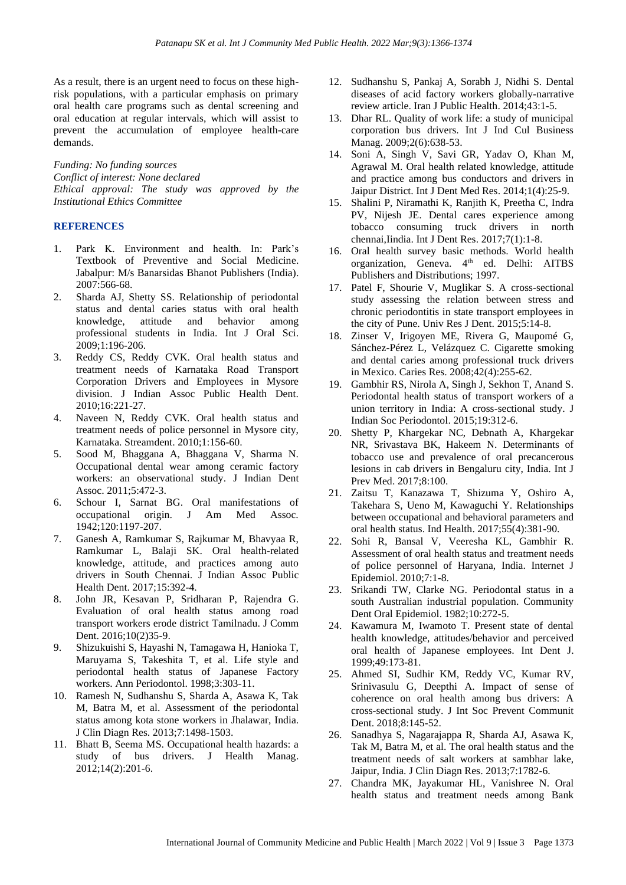As a result, there is an urgent need to focus on these high-risk populations, with a particular emphasis on primary oral health care programs such as dental screening and oral education at regular intervals, which will assist to prevent the accumulation of employee health-care demands.

*Funding: No funding sources*
*Conflict of interest: None declared*
*Ethical approval: The study was approved by the Institutional Ethics Committee*

## REFERENCES

1. Park K. Environment and health. In: Park's Textbook of Preventive and Social Medicine. Jabalpur: M/s Banarsidas Bhanot Publishers (India). 2007:566-68.
2. Sharda AJ, Shetty SS. Relationship of periodontal status and dental caries status with oral health knowledge, attitude and behavior among professional students in India. Int J Oral Sci. 2009;1:196-206.
3. Reddy CS, Reddy CVK. Oral health status and treatment needs of Karnataka Road Transport Corporation Drivers and Employees in Mysore division. J Indian Assoc Public Health Dent. 2010;16:221-27.
4. Naveen N, Reddy CVK. Oral health status and treatment needs of police personnel in Mysore city, Karnataka. Streamdent. 2010;1:156-60.
5. Sood M, Bhaggana A, Bhaggana V, Sharma N. Occupational dental wear among ceramic factory workers: an observational study. J Indian Dent Assoc. 2011;5:472-3.
6. Schour I, Sarnat BG. Oral manifestations of occupational origin. J Am Med Assoc. 1942;120:1197-207.
7. Ganesh A, Ramkumar S, Rajkumar M, Bhavyaa R, Ramkumar L, Balaji SK. Oral health-related knowledge, attitude, and practices among auto drivers in South Chennai. J Indian Assoc Public Health Dent. 2017;15:392-4.
8. John JR, Kesavan P, Sridharan P, Rajendra G. Evaluation of oral health status among road transport workers erode district Tamilnadu. J Comm Dent. 2016;10(2)35-9.
9. Shizukuishi S, Hayashi N, Tamagawa H, Hanioka T, Maruyama S, Takeshita T, et al. Life style and periodontal health status of Japanese Factory workers. Ann Periodontol. 1998;3:303-11.
10. Ramesh N, Sudhanshu S, Sharda A, Asawa K, Tak M, Batra M, et al. Assessment of the periodontal status among kota stone workers in Jhalawar, India. J Clin Diagn Res. 2013;7:1498-1503.
11. Bhatt B, Seema MS. Occupational health hazards: a study of bus drivers. J Health Manag. 2012;14(2):201-6.
12. Sudhanshu S, Pankaj A, Sorabh J, Nidhi S. Dental diseases of acid factory workers globally-narrative review article. Iran J Public Health. 2014;43:1-5.
13. Dhar RL. Quality of work life: a study of municipal corporation bus drivers. Int J Ind Cul Business Manag. 2009;2(6):638-53.
14. Soni A, Singh V, Savi GR, Yadav O, Khan M, Agrawal M. Oral health related knowledge, attitude and practice among bus conductors and drivers in Jaipur District. Int J Dent Med Res. 2014;1(4):25-9.
15. Shalini P, Niramathi K, Ranjith K, Preetha C, Indra PV, Nijesh JE. Dental cares experience among tobacco consuming truck drivers in north chennai,Iindia. Int J Dent Res. 2017;7(1):1-8.
16. Oral health survey basic methods. World health organization, Geneva. 4th ed. Delhi: AITBS Publishers and Distributions; 1997.
17. Patel F, Shourie V, Muglikar S. A cross-sectional study assessing the relation between stress and chronic periodontitis in state transport employees in the city of Pune. Univ Res J Dent. 2015;5:14-8.
18. Zinser V, Irigoyen ME, Rivera G, Maupomé G, Sánchez-Pérez L, Velázquez C. Cigarette smoking and dental caries among professional truck drivers in Mexico. Caries Res. 2008;42(4):255-62.
19. Gambhir RS, Nirola A, Singh J, Sekhon T, Anand S. Periodontal health status of transport workers of a union territory in India: A cross-sectional study. J Indian Soc Periodontol. 2015;19:312-6.
20. Shetty P, Khargekar NC, Debnath A, Khargekar NR, Srivastava BK, Hakeem N. Determinants of tobacco use and prevalence of oral precancerous lesions in cab drivers in Bengaluru city, India. Int J Prev Med. 2017;8:100.
21. Zaitsu T, Kanazawa T, Shizuma Y, Oshiro A, Takehara S, Ueno M, Kawaguchi Y. Relationships between occupational and behavioral parameters and oral health status. Ind Health. 2017;55(4):381-90.
22. Sohi R, Bansal V, Veeresha KL, Gambhir R. Assessment of oral health status and treatment needs of police personnel of Haryana, India. Internet J Epidemiol. 2010;7:1-8.
23. Srikandi TW, Clarke NG. Periodontal status in a south Australian industrial population. Community Dent Oral Epidemiol. 1982;10:272-5.
24. Kawamura M, Iwamoto T. Present state of dental health knowledge, attitudes/behavior and perceived oral health of Japanese employees. Int Dent J. 1999;49:173-81.
25. Ahmed SI, Sudhir KM, Reddy VC, Kumar RV, Srinivasulu G, Deepthi A. Impact of sense of coherence on oral health among bus drivers: A cross-sectional study. J Int Soc Prevent Communit Dent. 2018;8:145-52.
26. Sanadhya S, Nagarajappa R, Sharda AJ, Asawa K, Tak M, Batra M, et al. The oral health status and the treatment needs of salt workers at sambhar lake, Jaipur, India. J Clin Diagn Res. 2013;7:1782-6.
27. Chandra MK, Jayakumar HL, Vanishree N. Oral health status and treatment needs among Bank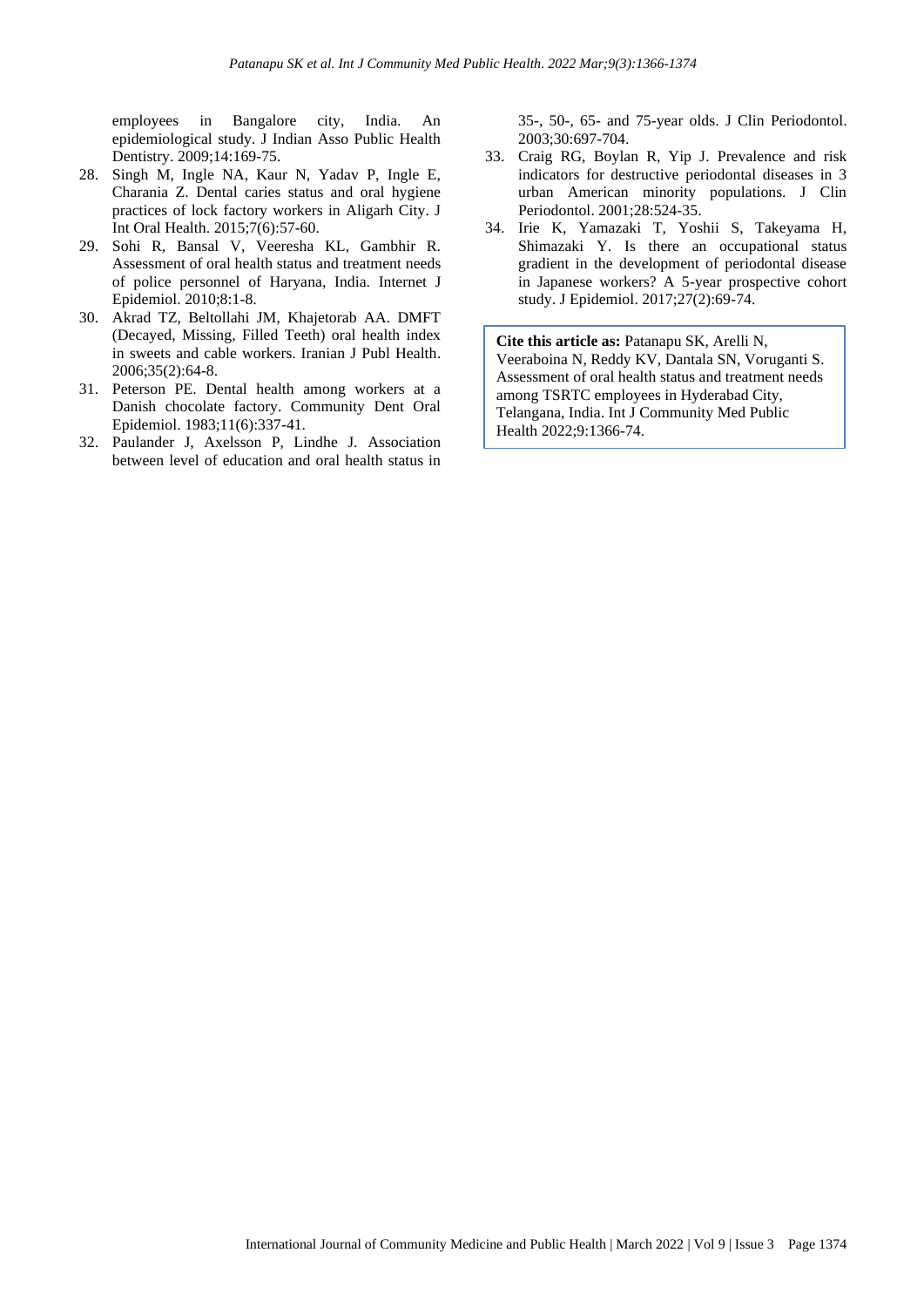employees in Bangalore city, India. An epidemiological study. J Indian Asso Public Health Dentistry. 2009;14:169-75.

28. Singh M, Ingle NA, Kaur N, Yadav P, Ingle E, Charania Z. Dental caries status and oral hygiene practices of lock factory workers in Aligarh City. J Int Oral Health. 2015;7(6):57-60.
29. Sohi R, Bansal V, Veeresha KL, Gambhir R. Assessment of oral health status and treatment needs of police personnel of Haryana, India. Internet J Epidemiol. 2010;8:1-8.
30. Akrad TZ, Beltollahi JM, Khajetorab AA. DMFT (Decayed, Missing, Filled Teeth) oral health index in sweets and cable workers. Iranian J Publ Health. 2006;35(2):64-8.
31. Peterson PE. Dental health among workers at a Danish chocolate factory. Community Dent Oral Epidemiol. 1983;11(6):337-41.
32. Paulander J, Axelsson P, Lindhe J. Association between level of education and oral health status in 35-, 50-, 65- and 75-year olds. J Clin Periodontol. 2003;30:697-704.
33. Craig RG, Boylan R, Yip J. Prevalence and risk indicators for destructive periodontal diseases in 3 urban American minority populations. J Clin Periodontol. 2001;28:524-35.
34. Irie K, Yamazaki T, Yoshii S, Takeyama H, Shimazaki Y. Is there an occupational status gradient in the development of periodontal disease in Japanese workers? A 5-year prospective cohort study. J Epidemiol. 2017;27(2):69-74.

**Cite this article as:** Patanapu SK, Arelli N, Veeraboina N, Reddy KV, Dantala SN, Voruganti S. Assessment of oral health status and treatment needs among TSRTC employees in Hyderabad City, Telangana, India. Int J Community Med Public Health 2022;9:1366-74.